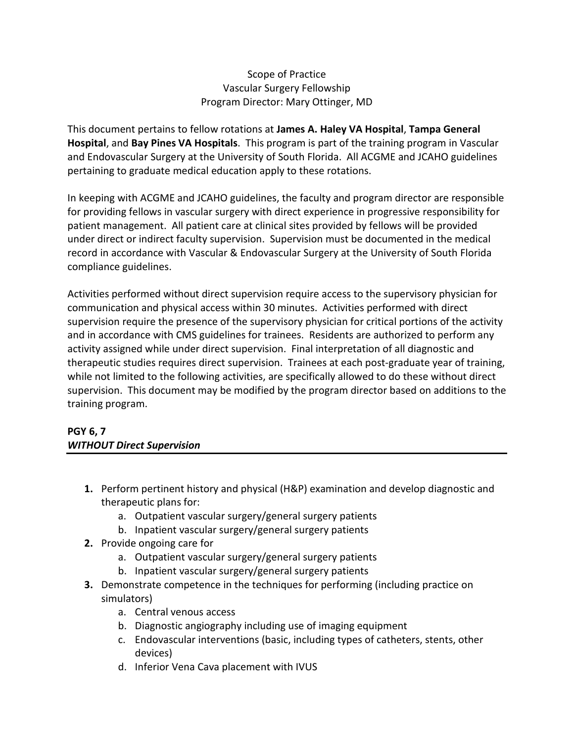Scope of Practice
Vascular Surgery Fellowship
Program Director: Mary Ottinger, MD

This document pertains to fellow rotations at **James A. Haley VA Hospital**, **Tampa General Hospital**, and **Bay Pines VA Hospitals**. This program is part of the training program in Vascular and Endovascular Surgery at the University of South Florida. All ACGME and JCAHO guidelines pertaining to graduate medical education apply to these rotations.

In keeping with ACGME and JCAHO guidelines, the faculty and program director are responsible for providing fellows in vascular surgery with direct experience in progressive responsibility for patient management. All patient care at clinical sites provided by fellows will be provided under direct or indirect faculty supervision. Supervision must be documented in the medical record in accordance with Vascular & Endovascular Surgery at the University of South Florida compliance guidelines.

Activities performed without direct supervision require access to the supervisory physician for communication and physical access within 30 minutes. Activities performed with direct supervision require the presence of the supervisory physician for critical portions of the activity and in accordance with CMS guidelines for trainees. Residents are authorized to perform any activity assigned while under direct supervision. Final interpretation of all diagnostic and therapeutic studies requires direct supervision. Trainees at each post-graduate year of training, while not limited to the following activities, are specifically allowed to do these without direct supervision. This document may be modified by the program director based on additions to the training program.

**PGY 6, 7**
***WITHOUT Direct Supervision***

1. Perform pertinent history and physical (H&P) examination and develop diagnostic and therapeutic plans for:
   a. Outpatient vascular surgery/general surgery patients
   b. Inpatient vascular surgery/general surgery patients
2. Provide ongoing care for
   a. Outpatient vascular surgery/general surgery patients
   b. Inpatient vascular surgery/general surgery patients
3. Demonstrate competence in the techniques for performing (including practice on simulators)
   a. Central venous access
   b. Diagnostic angiography including use of imaging equipment
   c. Endovascular interventions (basic, including types of catheters, stents, other devices)
   d. Inferior Vena Cava placement with IVUS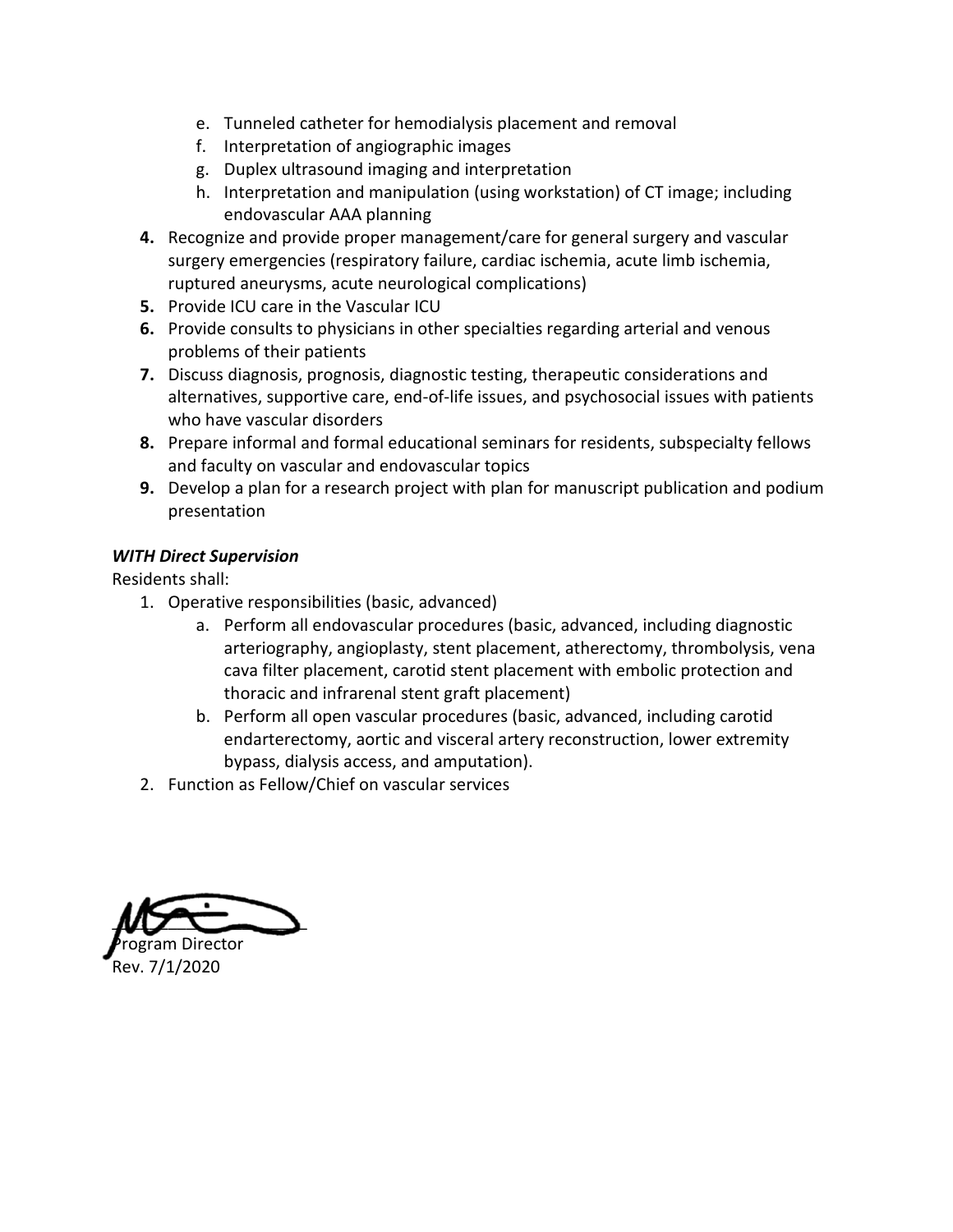e. Tunneled catheter for hemodialysis placement and removal
   f. Interpretation of angiographic images
   g. Duplex ultrasound imaging and interpretation
   h. Interpretation and manipulation (using workstation) of CT image; including endovascular AAA planning

4. Recognize and provide proper management/care for general surgery and vascular surgery emergencies (respiratory failure, cardiac ischemia, acute limb ischemia, ruptured aneurysms, acute neurological complications)
5. Provide ICU care in the Vascular ICU
6. Provide consults to physicians in other specialties regarding arterial and venous problems of their patients
7. Discuss diagnosis, prognosis, diagnostic testing, therapeutic considerations and alternatives, supportive care, end-of-life issues, and psychosocial issues with patients who have vascular disorders
8. Prepare informal and formal educational seminars for residents, subspecialty fellows and faculty on vascular and endovascular topics
9. Develop a plan for a research project with plan for manuscript publication and podium presentation

***WITH Direct Supervision***

Residents shall:

1. Operative responsibilities (basic, advanced)
   a. Perform all endovascular procedures (basic, advanced, including diagnostic arteriography, angioplasty, stent placement, atherectomy, thrombolysis, vena cava filter placement, carotid stent placement with embolic protection and thoracic and infrarenal stent graft placement)
   b. Perform all open vascular procedures (basic, advanced, including carotid endarterectomy, aortic and visceral artery reconstruction, lower extremity bypass, dialysis access, and amputation).
2. Function as Fellow/Chief on vascular services

Program Director

Rev. 7/1/2020